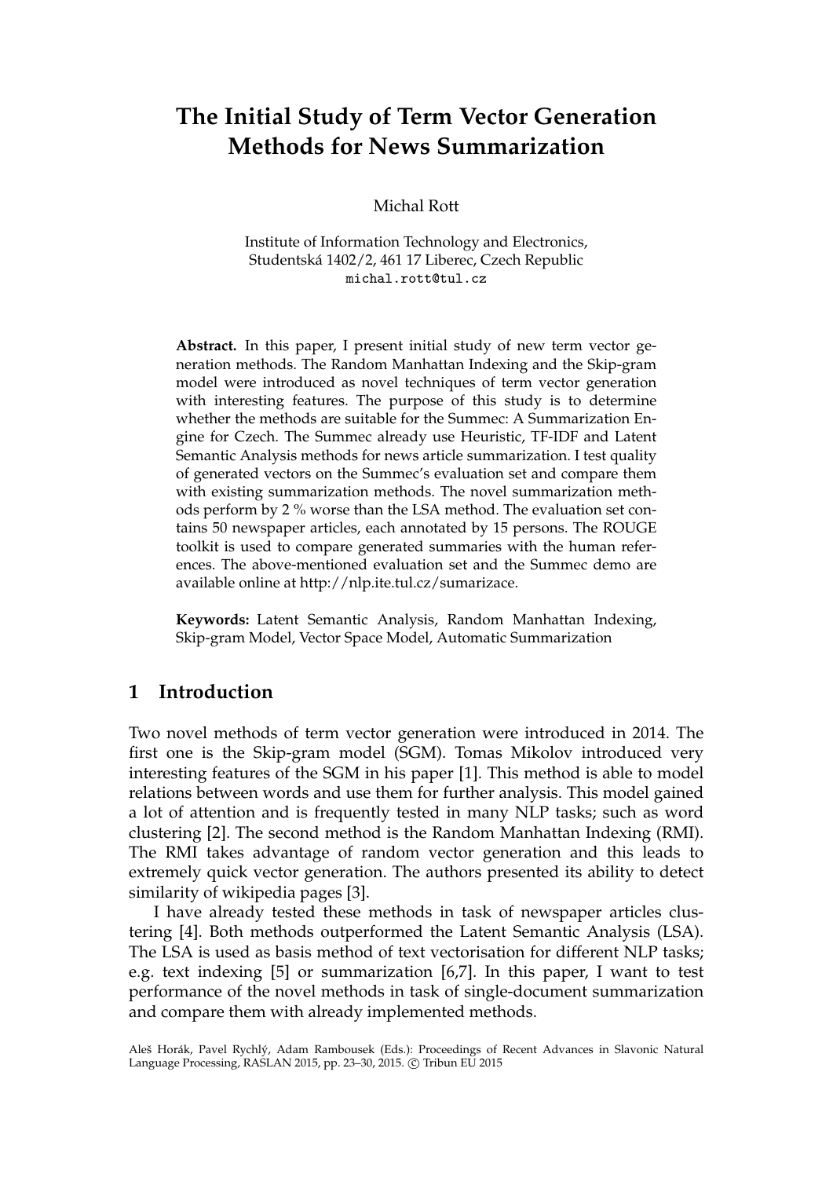# The Initial Study of Term Vector Generation Methods for News Summarization

Michal Rott

Institute of Information Technology and Electronics,
Studentská 1402/2, 461 17 Liberec, Czech Republic
michal.rott@tul.cz

**Abstract.** In this paper, I present initial study of new term vector generation methods. The Random Manhattan Indexing and the Skip-gram model were introduced as novel techniques of term vector generation with interesting features. The purpose of this study is to determine whether the methods are suitable for the Summec: A Summarization Engine for Czech. The Summec already use Heuristic, TF-IDF and Latent Semantic Analysis methods for news article summarization. I test quality of generated vectors on the Summec's evaluation set and compare them with existing summarization methods. The novel summarization methods perform by 2 % worse than the LSA method. The evaluation set contains 50 newspaper articles, each annotated by 15 persons. The ROUGE toolkit is used to compare generated summaries with the human references. The above-mentioned evaluation set and the Summec demo are available online at http://nlp.ite.tul.cz/sumarizace.

**Keywords:** Latent Semantic Analysis, Random Manhattan Indexing, Skip-gram Model, Vector Space Model, Automatic Summarization

## 1 Introduction

Two novel methods of term vector generation were introduced in 2014. The first one is the Skip-gram model (SGM). Tomas Mikolov introduced very interesting features of the SGM in his paper [1]. This method is able to model relations between words and use them for further analysis. This model gained a lot of attention and is frequently tested in many NLP tasks; such as word clustering [2]. The second method is the Random Manhattan Indexing (RMI). The RMI takes advantage of random vector generation and this leads to extremely quick vector generation. The authors presented its ability to detect similarity of wikipedia pages [3].

I have already tested these methods in task of newspaper articles clustering [4]. Both methods outperformed the Latent Semantic Analysis (LSA). The LSA is used as basis method of text vectorisation for different NLP tasks; e.g. text indexing [5] or summarization [6,7]. In this paper, I want to test performance of the novel methods in task of single-document summarization and compare them with already implemented methods.

Aleš Horák, Pavel Rychlý, Adam Rambousek (Eds.): Proceedings of Recent Advances in Slavonic Natural Language Processing, RASLAN 2015, pp. 23–30, 2015. © Tribun EU 2015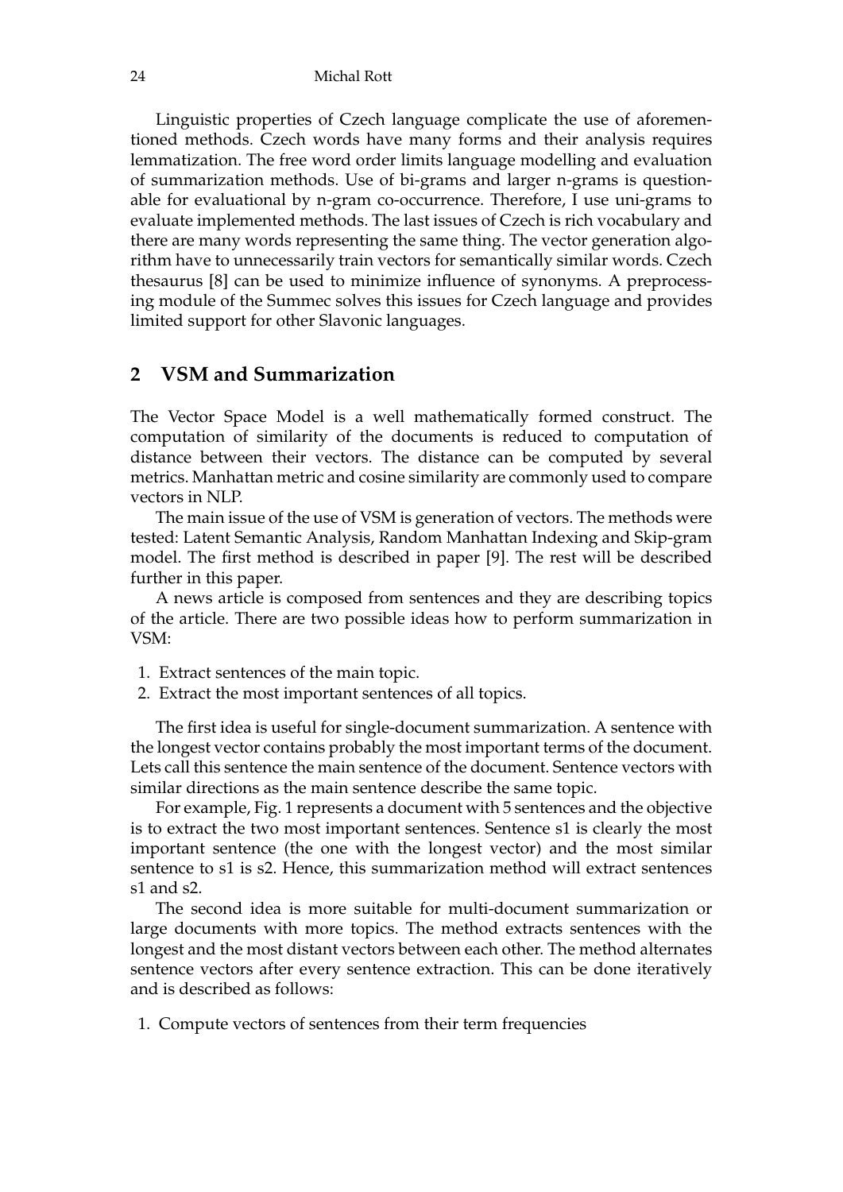Linguistic properties of Czech language complicate the use of aforementioned methods. Czech words have many forms and their analysis requires lemmatization. The free word order limits language modelling and evaluation of summarization methods. Use of bi-grams and larger n-grams is questionable for evaluational by n-gram co-occurrence. Therefore, I use uni-grams to evaluate implemented methods. The last issues of Czech is rich vocabulary and there are many words representing the same thing. The vector generation algorithm have to unnecessarily train vectors for semantically similar words. Czech thesaurus [8] can be used to minimize influence of synonyms. A preprocessing module of the Summec solves this issues for Czech language and provides limited support for other Slavonic languages.

## 2 VSM and Summarization

The Vector Space Model is a well mathematically formed construct. The computation of similarity of the documents is reduced to computation of distance between their vectors. The distance can be computed by several metrics. Manhattan metric and cosine similarity are commonly used to compare vectors in NLP.

The main issue of the use of VSM is generation of vectors. The methods were tested: Latent Semantic Analysis, Random Manhattan Indexing and Skip-gram model. The first method is described in paper [9]. The rest will be described further in this paper.

A news article is composed from sentences and they are describing topics of the article. There are two possible ideas how to perform summarization in VSM:

1. Extract sentences of the main topic.
2. Extract the most important sentences of all topics.

The first idea is useful for single-document summarization. A sentence with the longest vector contains probably the most important terms of the document. Lets call this sentence the main sentence of the document. Sentence vectors with similar directions as the main sentence describe the same topic.

For example, Fig. 1 represents a document with 5 sentences and the objective is to extract the two most important sentences. Sentence s1 is clearly the most important sentence (the one with the longest vector) and the most similar sentence to s1 is s2. Hence, this summarization method will extract sentences s1 and s2.

The second idea is more suitable for multi-document summarization or large documents with more topics. The method extracts sentences with the longest and the most distant vectors between each other. The method alternates sentence vectors after every sentence extraction. This can be done iteratively and is described as follows:

1. Compute vectors of sentences from their term frequencies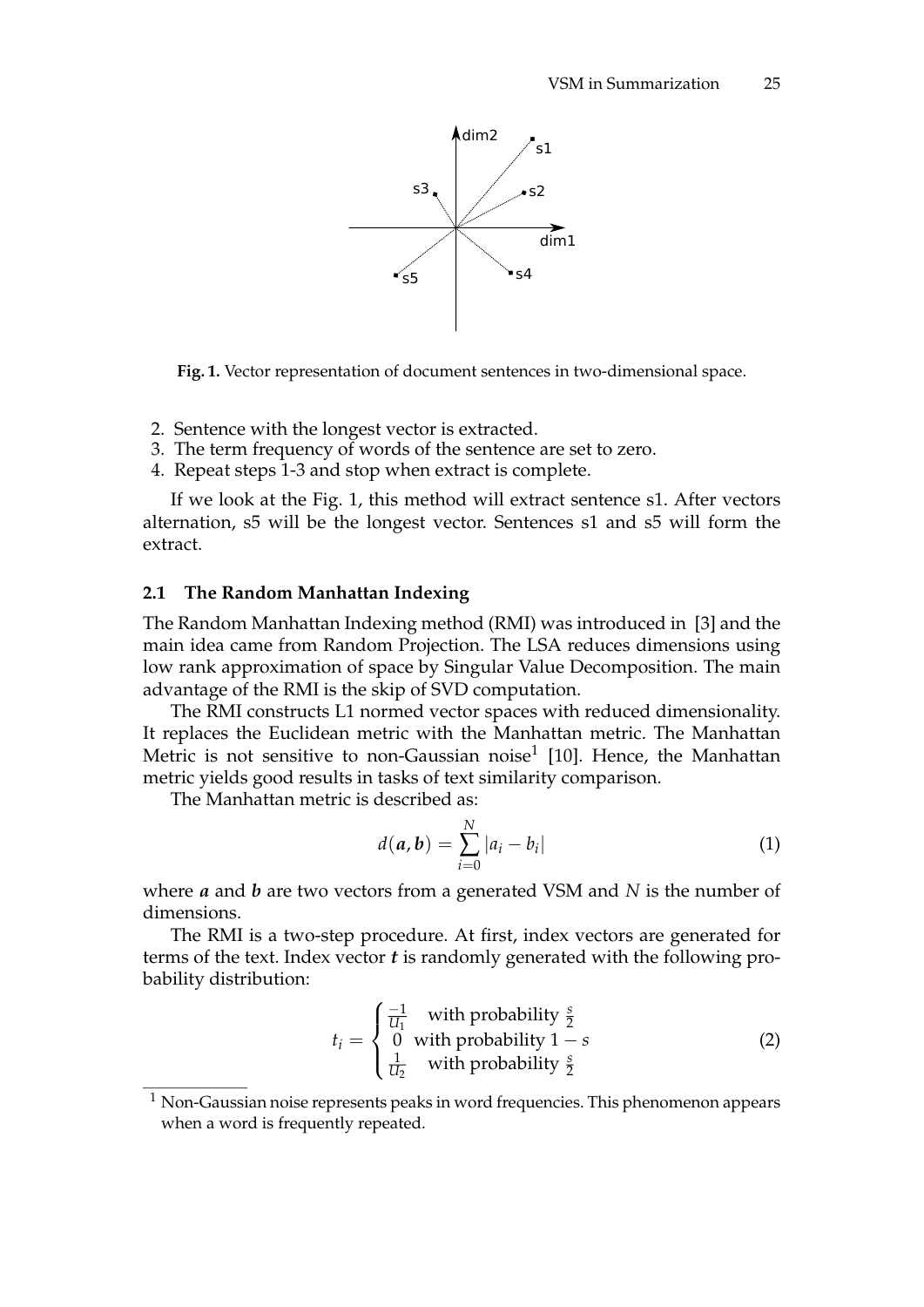Fig. 1. Vector representation of document sentences in two-dimensional space.

2. Sentence with the longest vector is extracted.
3. The term frequency of words of the sentence are set to zero.
4. Repeat steps 1-3 and stop when extract is complete.

If we look at the Fig. 1, this method will extract sentence s1. After vectors alternation, s5 will be the longest vector. Sentences s1 and s5 will form the extract.

### 2.1 The Random Manhattan Indexing

The Random Manhattan Indexing method (RMI) was introduced in [3] and the main idea came from Random Projection. The LSA reduces dimensions using low rank approximation of space by Singular Value Decomposition. The main advantage of the RMI is the skip of SVD computation.

The RMI constructs L1 normed vector spaces with reduced dimensionality. It replaces the Euclidean metric with the Manhattan metric. The Manhattan Metric is not sensitive to non-Gaussian noise[1] [10]. Hence, the Manhattan metric yields good results in tasks of text similarity comparison.

The Manhattan metric is described as:

$$d(\boldsymbol{a}, \boldsymbol{b}) = \sum_{i=0}^{N} |a_i - b_i| \tag{1}$$

where $\boldsymbol{a}$ and $\boldsymbol{b}$ are two vectors from a generated VSM and $N$ is the number of dimensions.

The RMI is a two-step procedure. At first, index vectors are generated for terms of the text. Index vector $\boldsymbol{t}$ is randomly generated with the following probability distribution:

$$t_i = \begin{cases} \frac{-1}{U_1} & \text{with probability } \frac{s}{2} \\ 0 & \text{with probability } 1 - s \\ \frac{1}{U_2} & \text{with probability } \frac{s}{2} \end{cases} \tag{2}$$

[1] Non-Gaussian noise represents peaks in word frequencies. This phenomenon appears when a word is frequently repeated.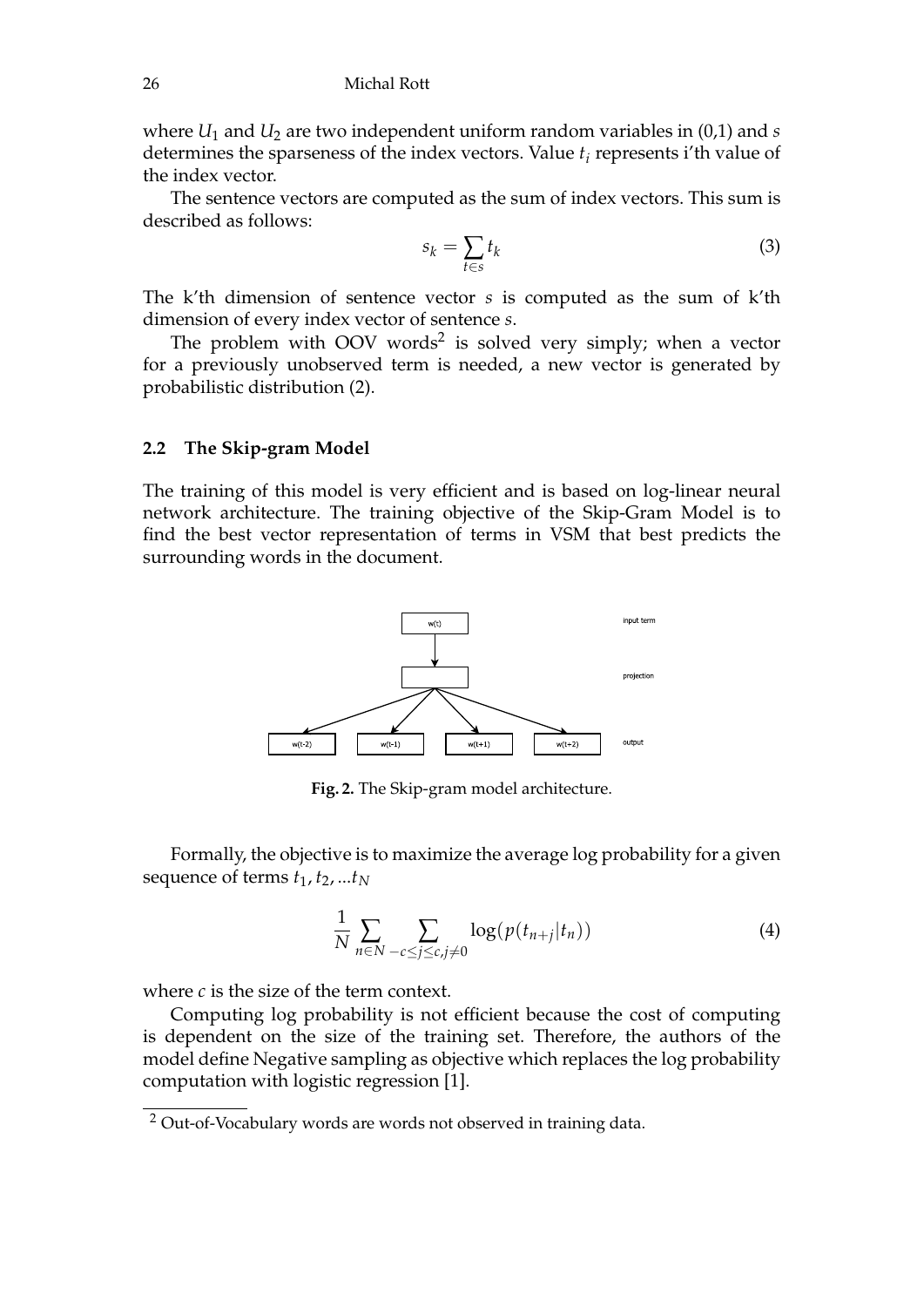where $U_1$ and $U_2$ are two independent uniform random variables in (0,1) and $s$ determines the sparseness of the index vectors. Value $t_i$ represents i'th value of the index vector.

The sentence vectors are computed as the sum of index vectors. This sum is described as follows:

$$s_k = \sum_{t \in s} t_k \tag{3}$$

The k'th dimension of sentence vector $s$ is computed as the sum of k'th dimension of every index vector of sentence $s$.

The problem with OOV words[2] is solved very simply; when a vector for a previously unobserved term is needed, a new vector is generated by probabilistic distribution (2).

### 2.2 The Skip-gram Model

The training of this model is very efficient and is based on log-linear neural network architecture. The training objective of the Skip-Gram Model is to find the best vector representation of terms in VSM that best predicts the surrounding words in the document.

**Fig. 2.** The Skip-gram model architecture.

Formally, the objective is to maximize the average log probability for a given sequence of terms $t_1, t_2, ...t_N$

$$\frac{1}{N} \sum_{n \in N} \sum_{-c \leq j \leq c, j \neq 0} \log(p(t_{n+j}|t_n)) \tag{4}$$

where $c$ is the size of the term context.

Computing log probability is not efficient because the cost of computing is dependent on the size of the training set. Therefore, the authors of the model define Negative sampling as objective which replaces the log probability computation with logistic regression [1].

[2] Out-of-Vocabulary words are words not observed in training data.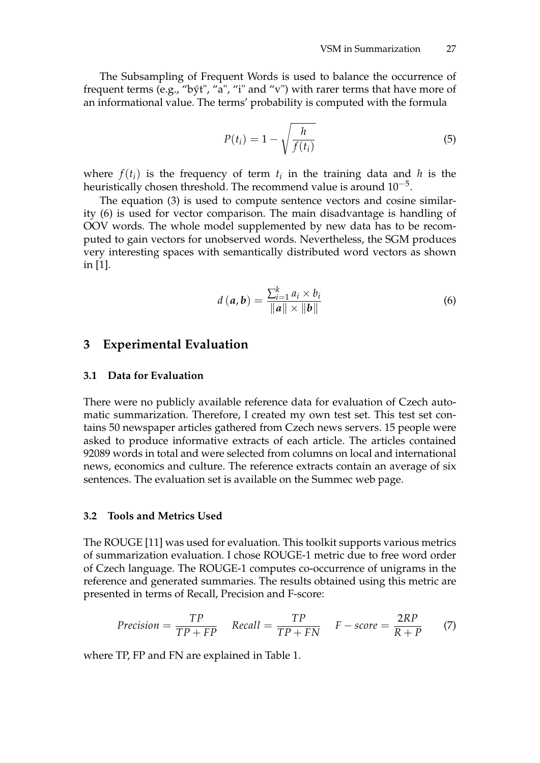The Subsampling of Frequent Words is used to balance the occurrence of frequent terms (e.g., “být", “a", “i" and “v") with rarer terms that have more of an informational value. The terms’ probability is computed with the formula

$$P(t_i) = 1 - \sqrt{\frac{h}{f(t_i)}} \tag{5}$$

where $f(t_i)$ is the frequency of term $t_i$ in the training data and $h$ is the heuristically chosen threshold. The recommend value is around $10^{-5}$.

The equation (3) is used to compute sentence vectors and cosine similarity (6) is used for vector comparison. The main disadvantage is handling of OOV words. The whole model supplemented by new data has to be recomputed to gain vectors for unobserved words. Nevertheless, the SGM produces very interesting spaces with semantically distributed word vectors as shown in [1].

$$d(\boldsymbol{a}, \boldsymbol{b}) = \frac{\sum_{i=1}^{k} a_i \times b_i}{\|\boldsymbol{a}\| \times \|\boldsymbol{b}\|} \tag{6}$$

# 3 Experimental Evaluation

## 3.1 Data for Evaluation

There were no publicly available reference data for evaluation of Czech automatic summarization. Therefore, I created my own test set. This test set contains 50 newspaper articles gathered from Czech news servers. 15 people were asked to produce informative extracts of each article. The articles contained 92089 words in total and were selected from columns on local and international news, economics and culture. The reference extracts contain an average of six sentences. The evaluation set is available on the Summec web page.

## 3.2 Tools and Metrics Used

The ROUGE [11] was used for evaluation. This toolkit supports various metrics of summarization evaluation. I chose ROUGE-1 metric due to free word order of Czech language. The ROUGE-1 computes co-occurrence of unigrams in the reference and generated summaries. The results obtained using this metric are presented in terms of Recall, Precision and F-score:

$$Precision = \frac{TP}{TP + FP} \quad Recall = \frac{TP}{TP + FN} \quad F - score = \frac{2RP}{R + P} \tag{7}$$

where TP, FP and FN are explained in Table 1.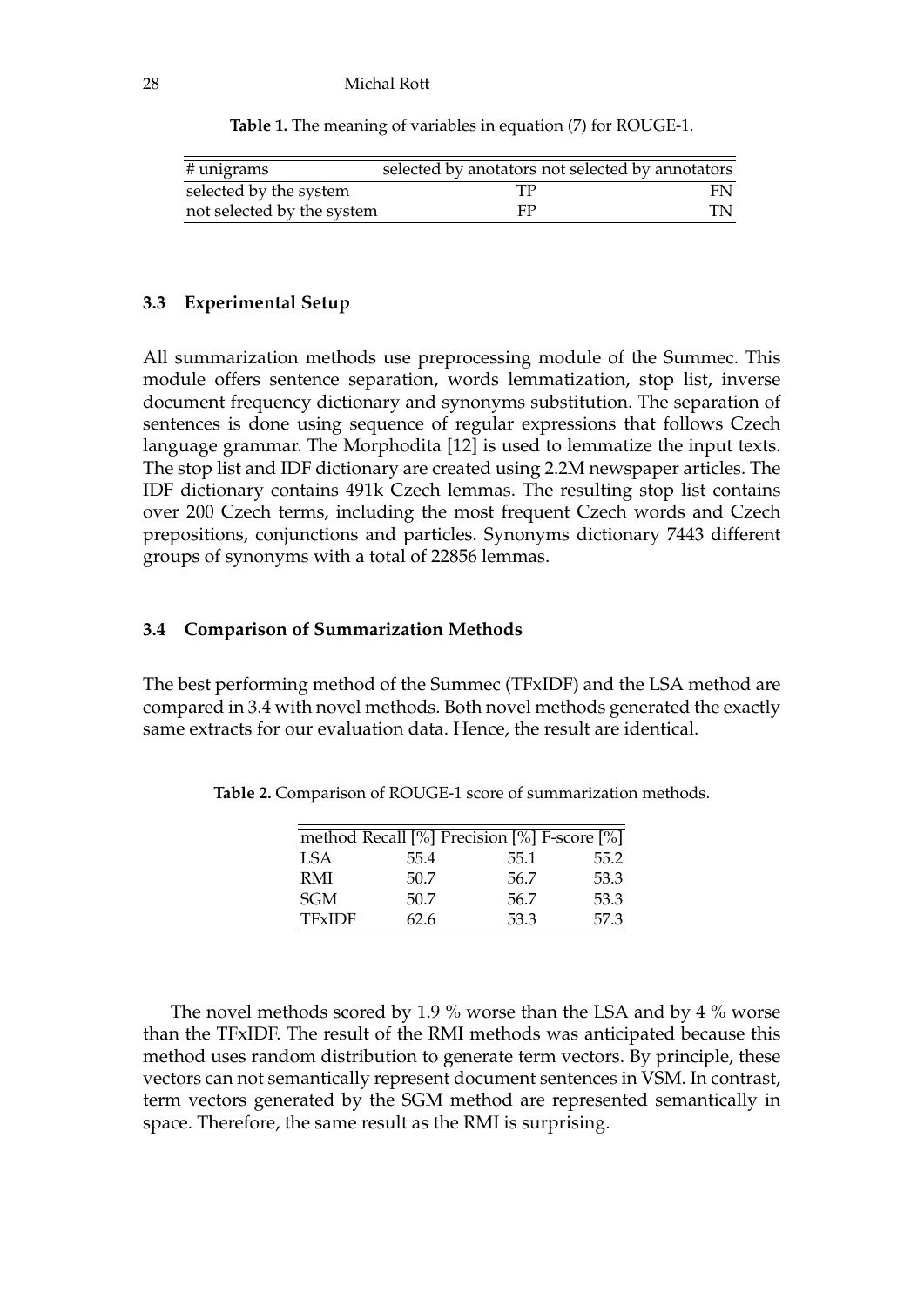**Table 1.** The meaning of variables in equation (7) for ROUGE-1.

| # unigrams | selected by anotators | not selected by annotators |
|---|---|---|
| selected by the system | TP | FN |
| not selected by the system | FP | TN |

### 3.3 Experimental Setup

All summarization methods use preprocessing module of the Summec. This module offers sentence separation, words lemmatization, stop list, inverse document frequency dictionary and synonyms substitution. The separation of sentences is done using sequence of regular expressions that follows Czech language grammar. The Morphodita [12] is used to lemmatize the input texts. The stop list and IDF dictionary are created using 2.2M newspaper articles. The IDF dictionary contains 491k Czech lemmas. The resulting stop list contains over 200 Czech terms, including the most frequent Czech words and Czech prepositions, conjunctions and particles. Synonyms dictionary 7443 different groups of synonyms with a total of 22856 lemmas.

### 3.4 Comparison of Summarization Methods

The best performing method of the Summec (TFxIDF) and the LSA method are compared in 3.4 with novel methods. Both novel methods generated the exactly same extracts for our evaluation data. Hence, the result are identical.

**Table 2.** Comparison of ROUGE-1 score of summarization methods.

| method | Recall [%] | Precision [%] | F-score [%] |
|---|---|---|---|
| LSA | 55.4 | 55.1 | 55.2 |
| RMI | 50.7 | 56.7 | 53.3 |
| SGM | 50.7 | 56.7 | 53.3 |
| TFxIDF | 62.6 | 53.3 | 57.3 |

The novel methods scored by 1.9 % worse than the LSA and by 4 % worse than the TFxIDF. The result of the RMI methods was anticipated because this method uses random distribution to generate term vectors. By principle, these vectors can not semantically represent document sentences in VSM. In contrast, term vectors generated by the SGM method are represented semantically in space. Therefore, the same result as the RMI is surprising.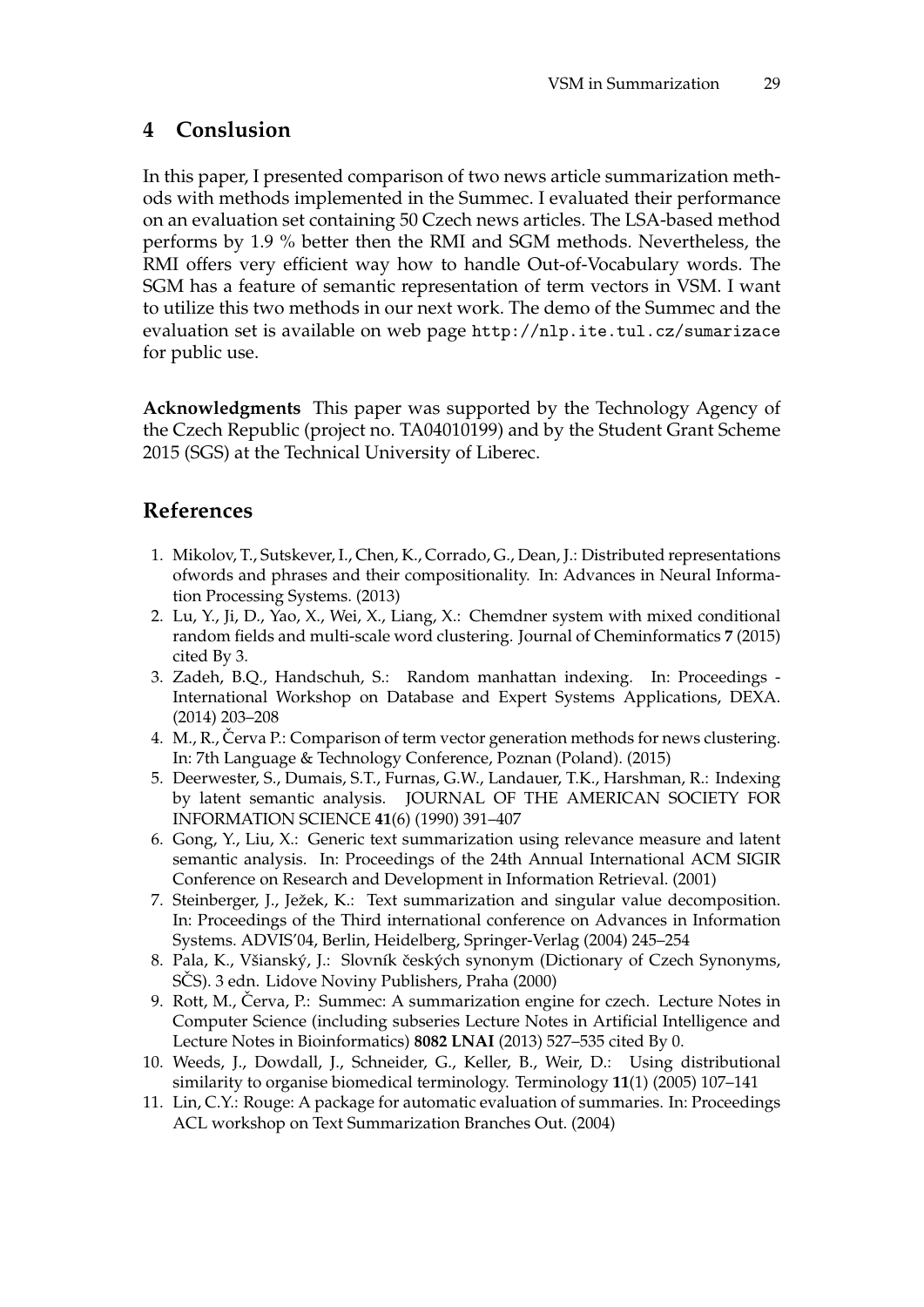## 4 Conslusion

In this paper, I presented comparison of two news article summarization methods with methods implemented in the Summec. I evaluated their performance on an evaluation set containing 50 Czech news articles. The LSA-based method performs by 1.9 % better then the RMI and SGM methods. Nevertheless, the RMI offers very efficient way how to handle Out-of-Vocabulary words. The SGM has a feature of semantic representation of term vectors in VSM. I want to utilize this two methods in our next work. The demo of the Summec and the evaluation set is available on web page `http://nlp.ite.tul.cz/sumarizace` for public use.

**Acknowledgments** This paper was supported by the Technology Agency of the Czech Republic (project no. TA04010199) and by the Student Grant Scheme 2015 (SGS) at the Technical University of Liberec.

## References

1. Mikolov, T., Sutskever, I., Chen, K., Corrado, G., Dean, J.: Distributed representations ofwords and phrases and their compositionality. In: Advances in Neural Information Processing Systems. (2013)
2. Lu, Y., Ji, D., Yao, X., Wei, X., Liang, X.: Chemdner system with mixed conditional random fields and multi-scale word clustering. Journal of Cheminformatics **7** (2015) cited By 3.
3. Zadeh, B.Q., Handschuh, S.: Random manhattan indexing. In: Proceedings - International Workshop on Database and Expert Systems Applications, DEXA. (2014) 203–208
4. M., R., Červa P.: Comparison of term vector generation methods for news clustering. In: 7th Language & Technology Conference, Poznan (Poland). (2015)
5. Deerwester, S., Dumais, S.T., Furnas, G.W., Landauer, T.K., Harshman, R.: Indexing by latent semantic analysis. JOURNAL OF THE AMERICAN SOCIETY FOR INFORMATION SCIENCE **41**(6) (1990) 391–407
6. Gong, Y., Liu, X.: Generic text summarization using relevance measure and latent semantic analysis. In: Proceedings of the 24th Annual International ACM SIGIR Conference on Research and Development in Information Retrieval. (2001)
7. Steinberger, J., Ježek, K.: Text summarization and singular value decomposition. In: Proceedings of the Third international conference on Advances in Information Systems. ADVIS'04, Berlin, Heidelberg, Springer-Verlag (2004) 245–254
8. Pala, K., Všianský, J.: Slovník českých synonym (Dictionary of Czech Synonyms, SČS). 3 edn. Lidove Noviny Publishers, Praha (2000)
9. Rott, M., Červa, P.: Summec: A summarization engine for czech. Lecture Notes in Computer Science (including subseries Lecture Notes in Artificial Intelligence and Lecture Notes in Bioinformatics) **8082 LNAI** (2013) 527–535 cited By 0.
10. Weeds, J., Dowdall, J., Schneider, G., Keller, B., Weir, D.: Using distributional similarity to organise biomedical terminology. Terminology **11**(1) (2005) 107–141
11. Lin, C.Y.: Rouge: A package for automatic evaluation of summaries. In: Proceedings ACL workshop on Text Summarization Branches Out. (2004)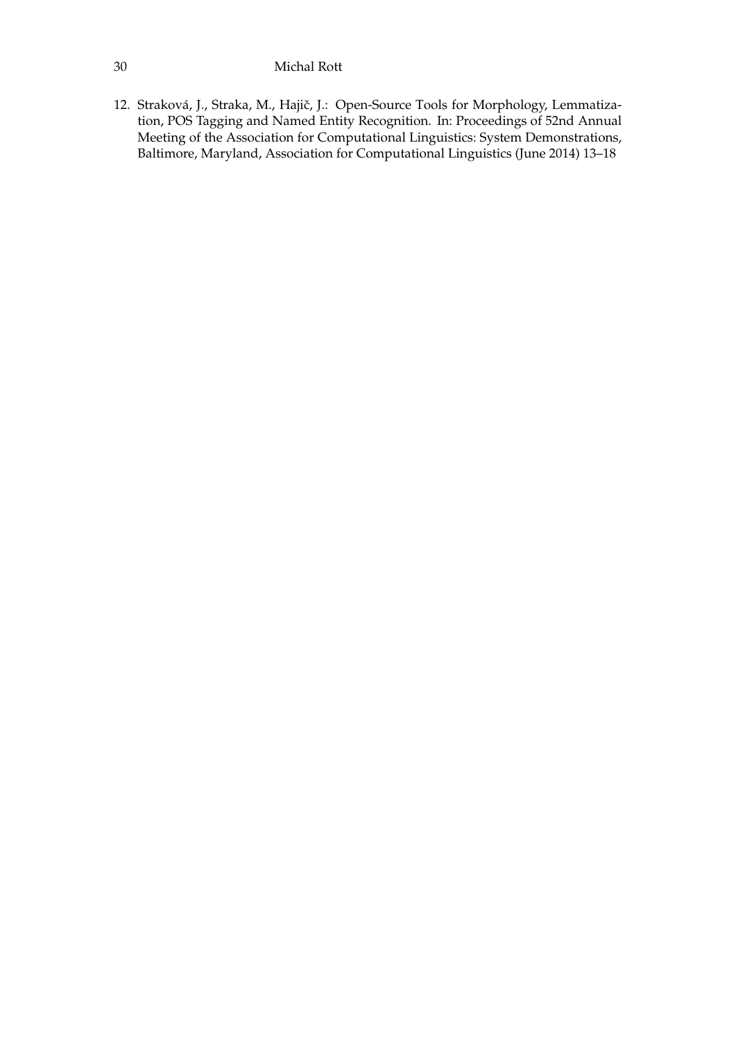12. Straková, J., Straka, M., Hajič, J.: Open-Source Tools for Morphology, Lemmatization, POS Tagging and Named Entity Recognition. In: Proceedings of 52nd Annual Meeting of the Association for Computational Linguistics: System Demonstrations, Baltimore, Maryland, Association for Computational Linguistics (June 2014) 13–18